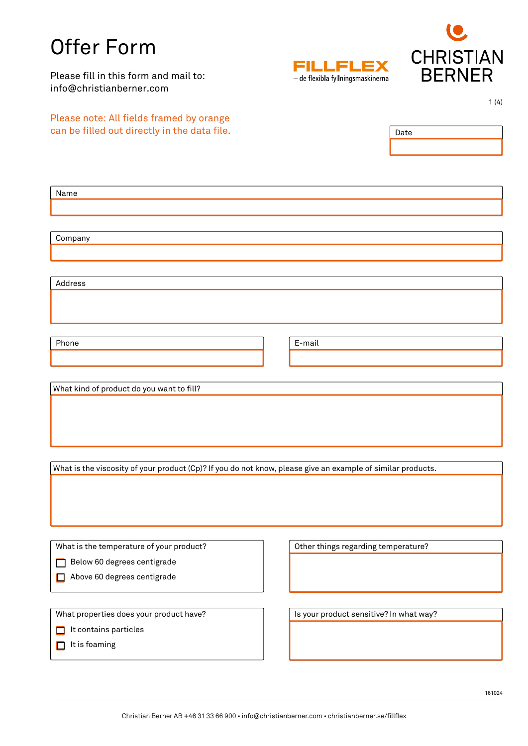# Offer Form

Please fill in this form and mail to:
info@christianberner.com

FILLFLEX
– de flexibla fyllningsmaskinerna

CHRISTIAN BERNER

Please note: All fields framed by orange can be filled out directly in the data file.

Date

Name

Company

Address

Phone

E-mail

What kind of product do you want to fill?

What is the viscosity of your product (Cp)? If you do not know, please give an example of similar products.

What is the temperature of your product?

- [ ] Below 60 degrees centigrade
- [ ] Above 60 degrees centigrade

Other things regarding temperature?

What properties does your product have?

- [ ] It contains particles
- [ ] It is foaming

Is your product sensitive? In what way?

161024

Christian Berner AB +46 31 33 66 900 • info@christianberner.com • christianberner.se/fillflex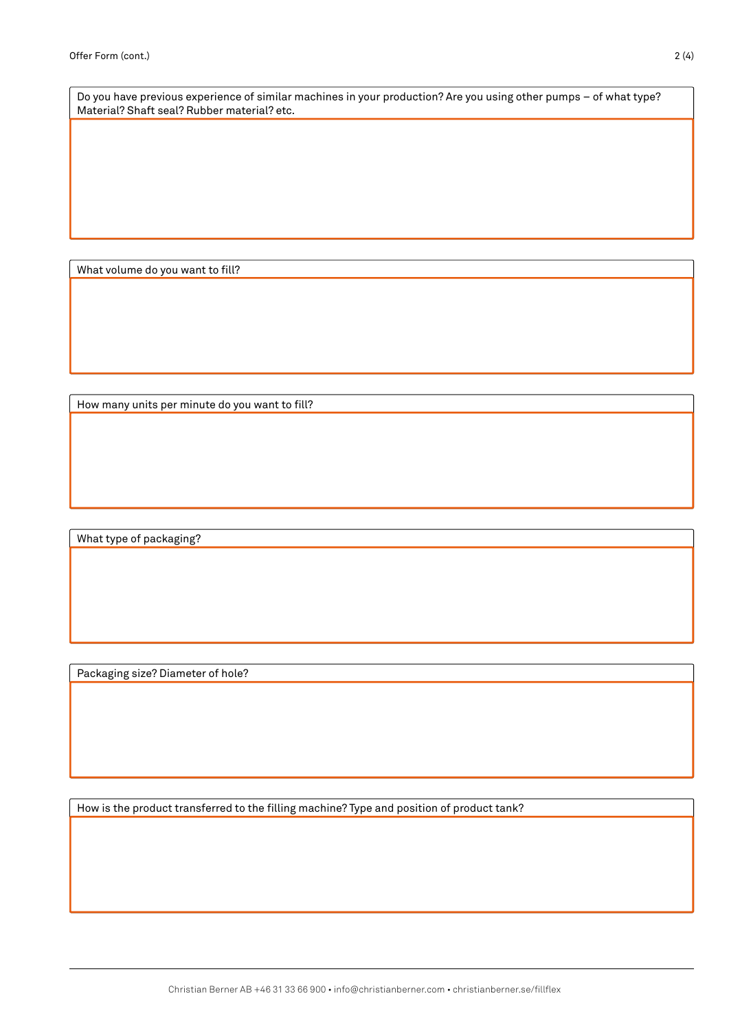Do you have previous experience of similar machines in your production? Are you using other pumps – of what type? Material? Shaft seal? Rubber material? etc.

What volume do you want to fill?

How many units per minute do you want to fill?

What type of packaging?

Packaging size? Diameter of hole?

How is the product transferred to the filling machine? Type and position of product tank?

Christian Berner AB +46 31 33 66 900 • info@christianberner.com • christianberner.se/fillflex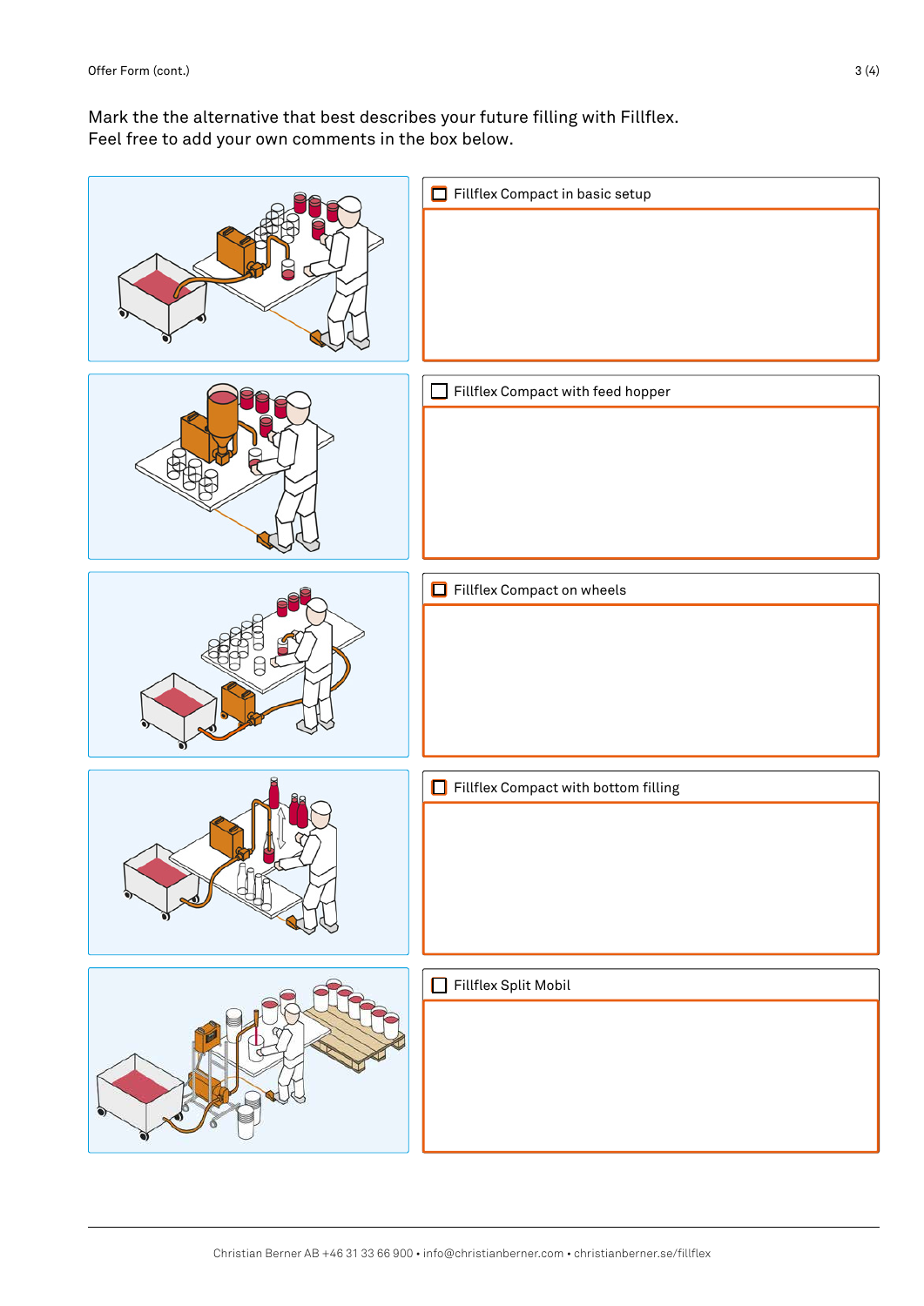Mark the the alternative that best describes your future filling with Fillflex.
Feel free to add your own comments in the box below.

- [ ] Fillflex Compact in basic setup

- [ ] Fillflex Compact with feed hopper

- [ ] Fillflex Compact on wheels

- [ ] Fillflex Compact with bottom filling

- [ ] Fillflex Split Mobil

Christian Berner AB +46 31 33 66 900 • info@christianberner.com • christianberner.se/fillflex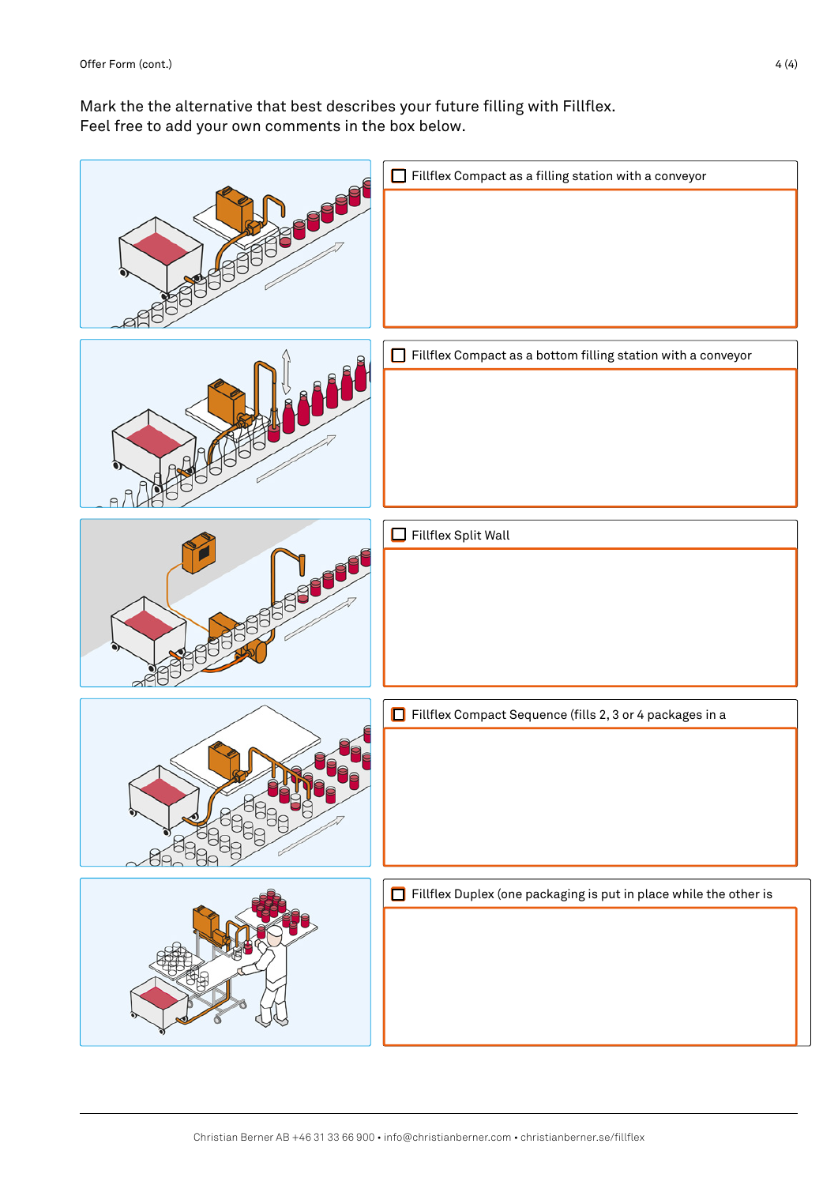Offer Form (cont.)

Mark the the alternative that best describes your future filling with Fillflex.
Feel free to add your own comments in the box below.

☐ Fillflex Compact as a filling station with a conveyor

☐ Fillflex Compact as a bottom filling station with a conveyor

☐ Fillflex Split Wall

☐ Fillflex Compact Sequence (fills 2, 3 or 4 packages in a

☐ Fillflex Duplex (one packaging is put in place while the other is

Christian Berner AB +46 31 33 66 900 • info@christianberner.com • christianberner.se/fillflex